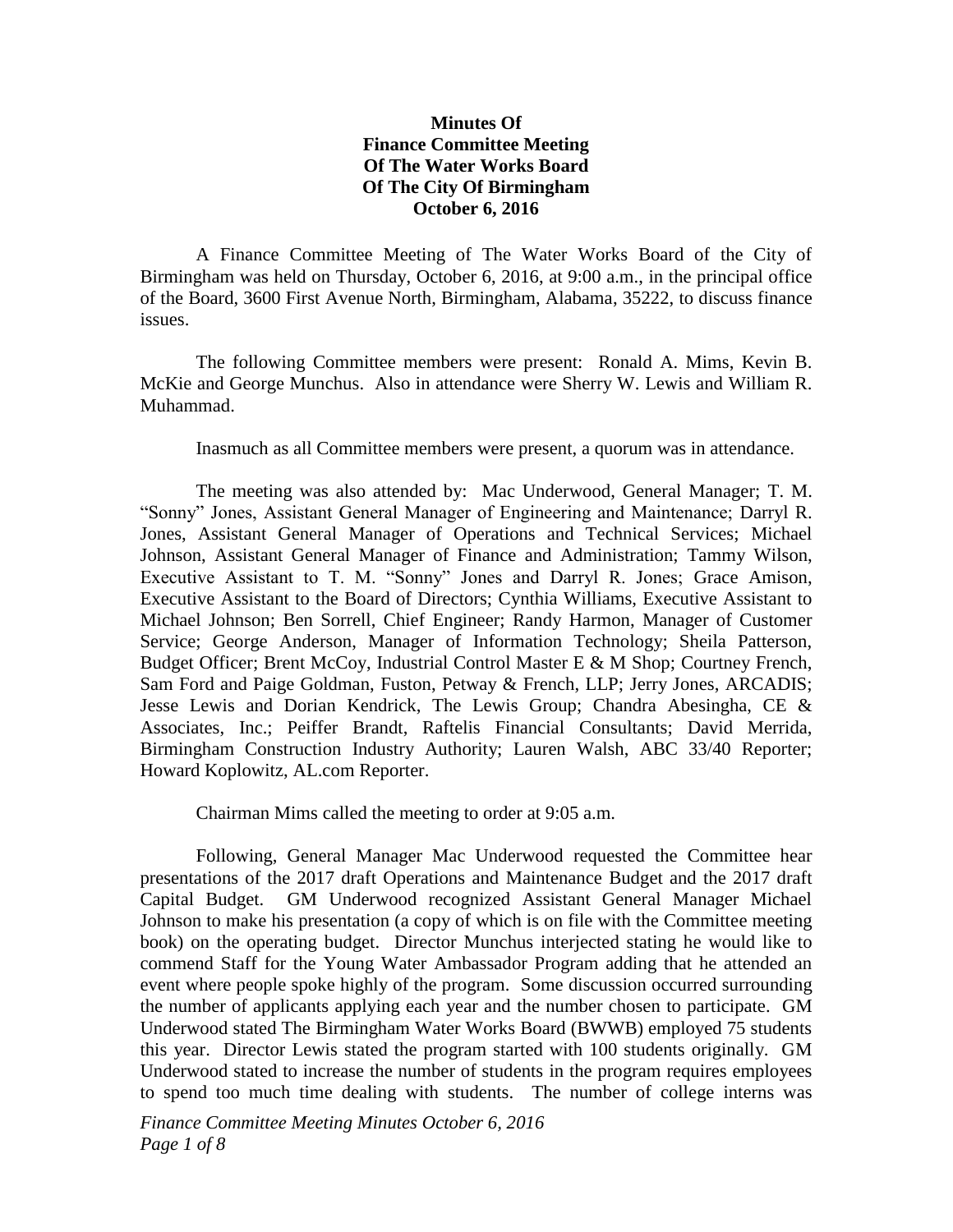**Minutes Of**
**Finance Committee Meeting**
**Of The Water Works Board**
**Of The City Of Birmingham**
**October 6, 2016**

A Finance Committee Meeting of The Water Works Board of the City of Birmingham was held on Thursday, October 6, 2016, at 9:00 a.m., in the principal office of the Board, 3600 First Avenue North, Birmingham, Alabama, 35222, to discuss finance issues.

The following Committee members were present: Ronald A. Mims, Kevin B. McKie and George Munchus. Also in attendance were Sherry W. Lewis and William R. Muhammad.

Inasmuch as all Committee members were present, a quorum was in attendance.

The meeting was also attended by: Mac Underwood, General Manager; T. M. "Sonny" Jones, Assistant General Manager of Engineering and Maintenance; Darryl R. Jones, Assistant General Manager of Operations and Technical Services; Michael Johnson, Assistant General Manager of Finance and Administration; Tammy Wilson, Executive Assistant to T. M. "Sonny" Jones and Darryl R. Jones; Grace Amison, Executive Assistant to the Board of Directors; Cynthia Williams, Executive Assistant to Michael Johnson; Ben Sorrell, Chief Engineer; Randy Harmon, Manager of Customer Service; George Anderson, Manager of Information Technology; Sheila Patterson, Budget Officer; Brent McCoy, Industrial Control Master E & M Shop; Courtney French, Sam Ford and Paige Goldman, Fuston, Petway & French, LLP; Jerry Jones, ARCADIS; Jesse Lewis and Dorian Kendrick, The Lewis Group; Chandra Abesingha, CE & Associates, Inc.; Peiffer Brandt, Raftelis Financial Consultants; David Merrida, Birmingham Construction Industry Authority; Lauren Walsh, ABC 33/40 Reporter; Howard Koplowitz, AL.com Reporter.

Chairman Mims called the meeting to order at 9:05 a.m.

Following, General Manager Mac Underwood requested the Committee hear presentations of the 2017 draft Operations and Maintenance Budget and the 2017 draft Capital Budget. GM Underwood recognized Assistant General Manager Michael Johnson to make his presentation (a copy of which is on file with the Committee meeting book) on the operating budget. Director Munchus interjected stating he would like to commend Staff for the Young Water Ambassador Program adding that he attended an event where people spoke highly of the program. Some discussion occurred surrounding the number of applicants applying each year and the number chosen to participate. GM Underwood stated The Birmingham Water Works Board (BWWB) employed 75 students this year. Director Lewis stated the program started with 100 students originally. GM Underwood stated to increase the number of students in the program requires employees to spend too much time dealing with students. The number of college interns was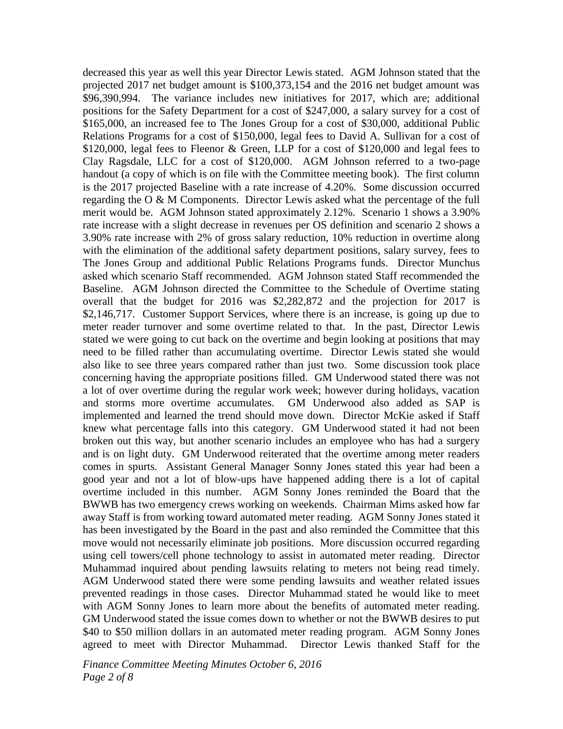decreased this year as well this year Director Lewis stated. AGM Johnson stated that the projected 2017 net budget amount is $100,373,154 and the 2016 net budget amount was $96,390,994. The variance includes new initiatives for 2017, which are; additional positions for the Safety Department for a cost of $247,000, a salary survey for a cost of $165,000, an increased fee to The Jones Group for a cost of $30,000, additional Public Relations Programs for a cost of $150,000, legal fees to David A. Sullivan for a cost of $120,000, legal fees to Fleenor & Green, LLP for a cost of $120,000 and legal fees to Clay Ragsdale, LLC for a cost of $120,000. AGM Johnson referred to a two-page handout (a copy of which is on file with the Committee meeting book). The first column is the 2017 projected Baseline with a rate increase of 4.20%. Some discussion occurred regarding the O & M Components. Director Lewis asked what the percentage of the full merit would be. AGM Johnson stated approximately 2.12%. Scenario 1 shows a 3.90% rate increase with a slight decrease in revenues per OS definition and scenario 2 shows a 3.90% rate increase with 2% of gross salary reduction, 10% reduction in overtime along with the elimination of the additional safety department positions, salary survey, fees to The Jones Group and additional Public Relations Programs funds. Director Munchus asked which scenario Staff recommended. AGM Johnson stated Staff recommended the Baseline. AGM Johnson directed the Committee to the Schedule of Overtime stating overall that the budget for 2016 was $2,282,872 and the projection for 2017 is $2,146,717. Customer Support Services, where there is an increase, is going up due to meter reader turnover and some overtime related to that. In the past, Director Lewis stated we were going to cut back on the overtime and begin looking at positions that may need to be filled rather than accumulating overtime. Director Lewis stated she would also like to see three years compared rather than just two. Some discussion took place concerning having the appropriate positions filled. GM Underwood stated there was not a lot of over overtime during the regular work week; however during holidays, vacation and storms more overtime accumulates. GM Underwood also added as SAP is implemented and learned the trend should move down. Director McKie asked if Staff knew what percentage falls into this category. GM Underwood stated it had not been broken out this way, but another scenario includes an employee who has had a surgery and is on light duty. GM Underwood reiterated that the overtime among meter readers comes in spurts. Assistant General Manager Sonny Jones stated this year had been a good year and not a lot of blow-ups have happened adding there is a lot of capital overtime included in this number. AGM Sonny Jones reminded the Board that the BWWB has two emergency crews working on weekends. Chairman Mims asked how far away Staff is from working toward automated meter reading. AGM Sonny Jones stated it has been investigated by the Board in the past and also reminded the Committee that this move would not necessarily eliminate job positions. More discussion occurred regarding using cell towers/cell phone technology to assist in automated meter reading. Director Muhammad inquired about pending lawsuits relating to meters not being read timely. AGM Underwood stated there were some pending lawsuits and weather related issues prevented readings in those cases. Director Muhammad stated he would like to meet with AGM Sonny Jones to learn more about the benefits of automated meter reading. GM Underwood stated the issue comes down to whether or not the BWWB desires to put $40 to $50 million dollars in an automated meter reading program. AGM Sonny Jones agreed to meet with Director Muhammad. Director Lewis thanked Staff for the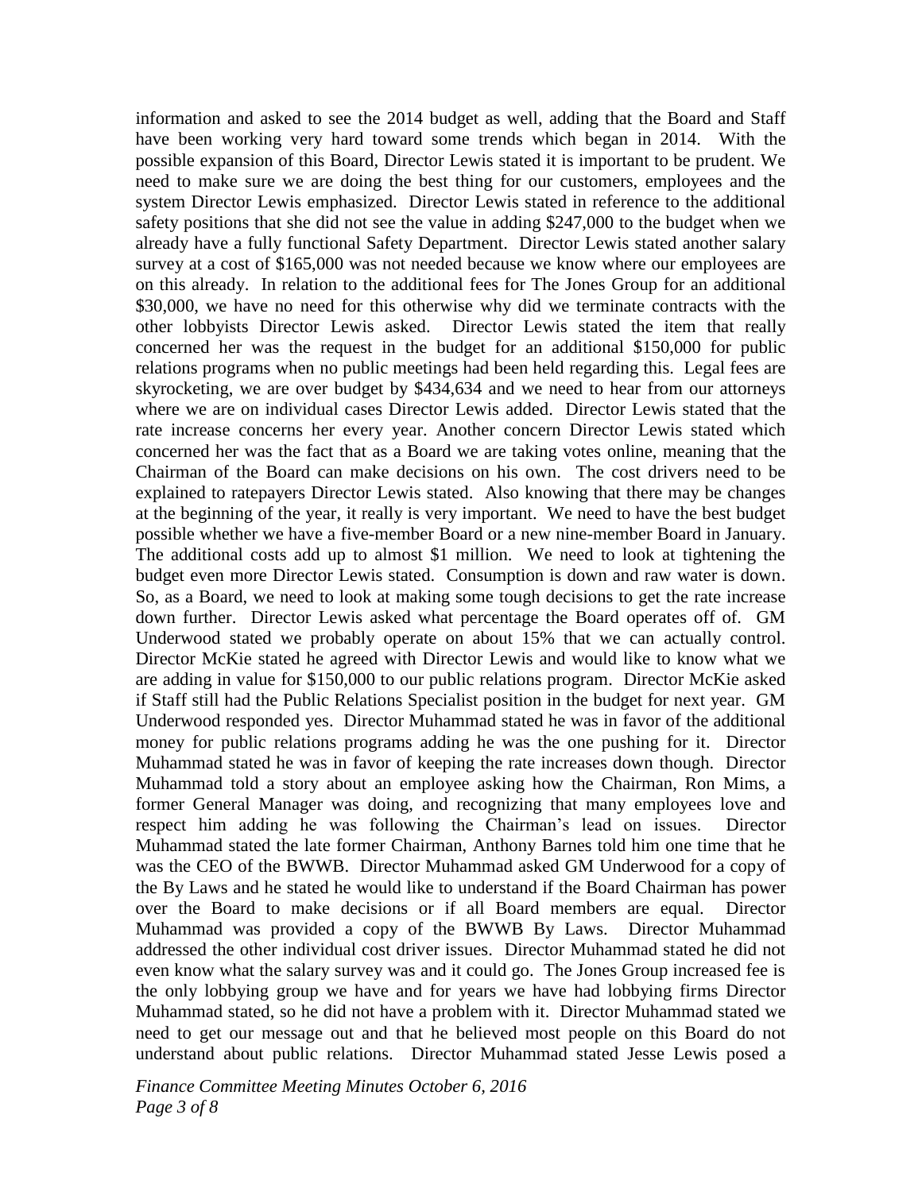information and asked to see the 2014 budget as well, adding that the Board and Staff have been working very hard toward some trends which began in 2014. With the possible expansion of this Board, Director Lewis stated it is important to be prudent. We need to make sure we are doing the best thing for our customers, employees and the system Director Lewis emphasized. Director Lewis stated in reference to the additional safety positions that she did not see the value in adding $247,000 to the budget when we already have a fully functional Safety Department. Director Lewis stated another salary survey at a cost of $165,000 was not needed because we know where our employees are on this already. In relation to the additional fees for The Jones Group for an additional $30,000, we have no need for this otherwise why did we terminate contracts with the other lobbyists Director Lewis asked. Director Lewis stated the item that really concerned her was the request in the budget for an additional $150,000 for public relations programs when no public meetings had been held regarding this. Legal fees are skyrocketing, we are over budget by $434,634 and we need to hear from our attorneys where we are on individual cases Director Lewis added. Director Lewis stated that the rate increase concerns her every year. Another concern Director Lewis stated which concerned her was the fact that as a Board we are taking votes online, meaning that the Chairman of the Board can make decisions on his own. The cost drivers need to be explained to ratepayers Director Lewis stated. Also knowing that there may be changes at the beginning of the year, it really is very important. We need to have the best budget possible whether we have a five-member Board or a new nine-member Board in January. The additional costs add up to almost $1 million. We need to look at tightening the budget even more Director Lewis stated. Consumption is down and raw water is down. So, as a Board, we need to look at making some tough decisions to get the rate increase down further. Director Lewis asked what percentage the Board operates off of. GM Underwood stated we probably operate on about 15% that we can actually control. Director McKie stated he agreed with Director Lewis and would like to know what we are adding in value for $150,000 to our public relations program. Director McKie asked if Staff still had the Public Relations Specialist position in the budget for next year. GM Underwood responded yes. Director Muhammad stated he was in favor of the additional money for public relations programs adding he was the one pushing for it. Director Muhammad stated he was in favor of keeping the rate increases down though. Director Muhammad told a story about an employee asking how the Chairman, Ron Mims, a former General Manager was doing, and recognizing that many employees love and respect him adding he was following the Chairman's lead on issues. Director Muhammad stated the late former Chairman, Anthony Barnes told him one time that he was the CEO of the BWWB. Director Muhammad asked GM Underwood for a copy of the By Laws and he stated he would like to understand if the Board Chairman has power over the Board to make decisions or if all Board members are equal. Director Muhammad was provided a copy of the BWWB By Laws. Director Muhammad addressed the other individual cost driver issues. Director Muhammad stated he did not even know what the salary survey was and it could go. The Jones Group increased fee is the only lobbying group we have and for years we have had lobbying firms Director Muhammad stated, so he did not have a problem with it. Director Muhammad stated we need to get our message out and that he believed most people on this Board do not understand about public relations. Director Muhammad stated Jesse Lewis posed a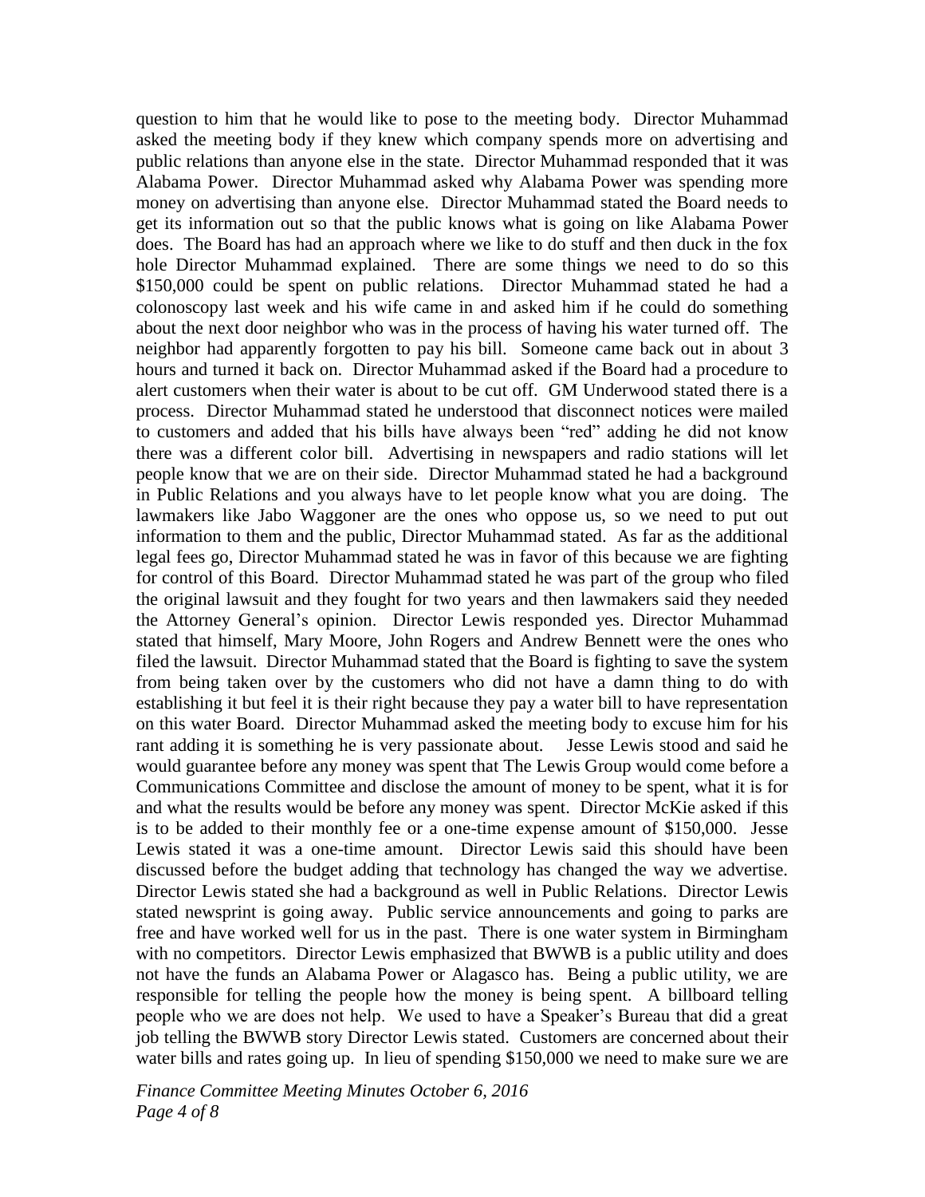question to him that he would like to pose to the meeting body. Director Muhammad asked the meeting body if they knew which company spends more on advertising and public relations than anyone else in the state. Director Muhammad responded that it was Alabama Power. Director Muhammad asked why Alabama Power was spending more money on advertising than anyone else. Director Muhammad stated the Board needs to get its information out so that the public knows what is going on like Alabama Power does. The Board has had an approach where we like to do stuff and then duck in the fox hole Director Muhammad explained. There are some things we need to do so this $150,000 could be spent on public relations. Director Muhammad stated he had a colonoscopy last week and his wife came in and asked him if he could do something about the next door neighbor who was in the process of having his water turned off. The neighbor had apparently forgotten to pay his bill. Someone came back out in about 3 hours and turned it back on. Director Muhammad asked if the Board had a procedure to alert customers when their water is about to be cut off. GM Underwood stated there is a process. Director Muhammad stated he understood that disconnect notices were mailed to customers and added that his bills have always been "red" adding he did not know there was a different color bill. Advertising in newspapers and radio stations will let people know that we are on their side. Director Muhammad stated he had a background in Public Relations and you always have to let people know what you are doing. The lawmakers like Jabo Waggoner are the ones who oppose us, so we need to put out information to them and the public, Director Muhammad stated. As far as the additional legal fees go, Director Muhammad stated he was in favor of this because we are fighting for control of this Board. Director Muhammad stated he was part of the group who filed the original lawsuit and they fought for two years and then lawmakers said they needed the Attorney General's opinion. Director Lewis responded yes. Director Muhammad stated that himself, Mary Moore, John Rogers and Andrew Bennett were the ones who filed the lawsuit. Director Muhammad stated that the Board is fighting to save the system from being taken over by the customers who did not have a damn thing to do with establishing it but feel it is their right because they pay a water bill to have representation on this water Board. Director Muhammad asked the meeting body to excuse him for his rant adding it is something he is very passionate about. Jesse Lewis stood and said he would guarantee before any money was spent that The Lewis Group would come before a Communications Committee and disclose the amount of money to be spent, what it is for and what the results would be before any money was spent. Director McKie asked if this is to be added to their monthly fee or a one-time expense amount of $150,000. Jesse Lewis stated it was a one-time amount. Director Lewis said this should have been discussed before the budget adding that technology has changed the way we advertise. Director Lewis stated she had a background as well in Public Relations. Director Lewis stated newsprint is going away. Public service announcements and going to parks are free and have worked well for us in the past. There is one water system in Birmingham with no competitors. Director Lewis emphasized that BWWB is a public utility and does not have the funds an Alabama Power or Alagasco has. Being a public utility, we are responsible for telling the people how the money is being spent. A billboard telling people who we are does not help. We used to have a Speaker's Bureau that did a great job telling the BWWB story Director Lewis stated. Customers are concerned about their water bills and rates going up. In lieu of spending $150,000 we need to make sure we are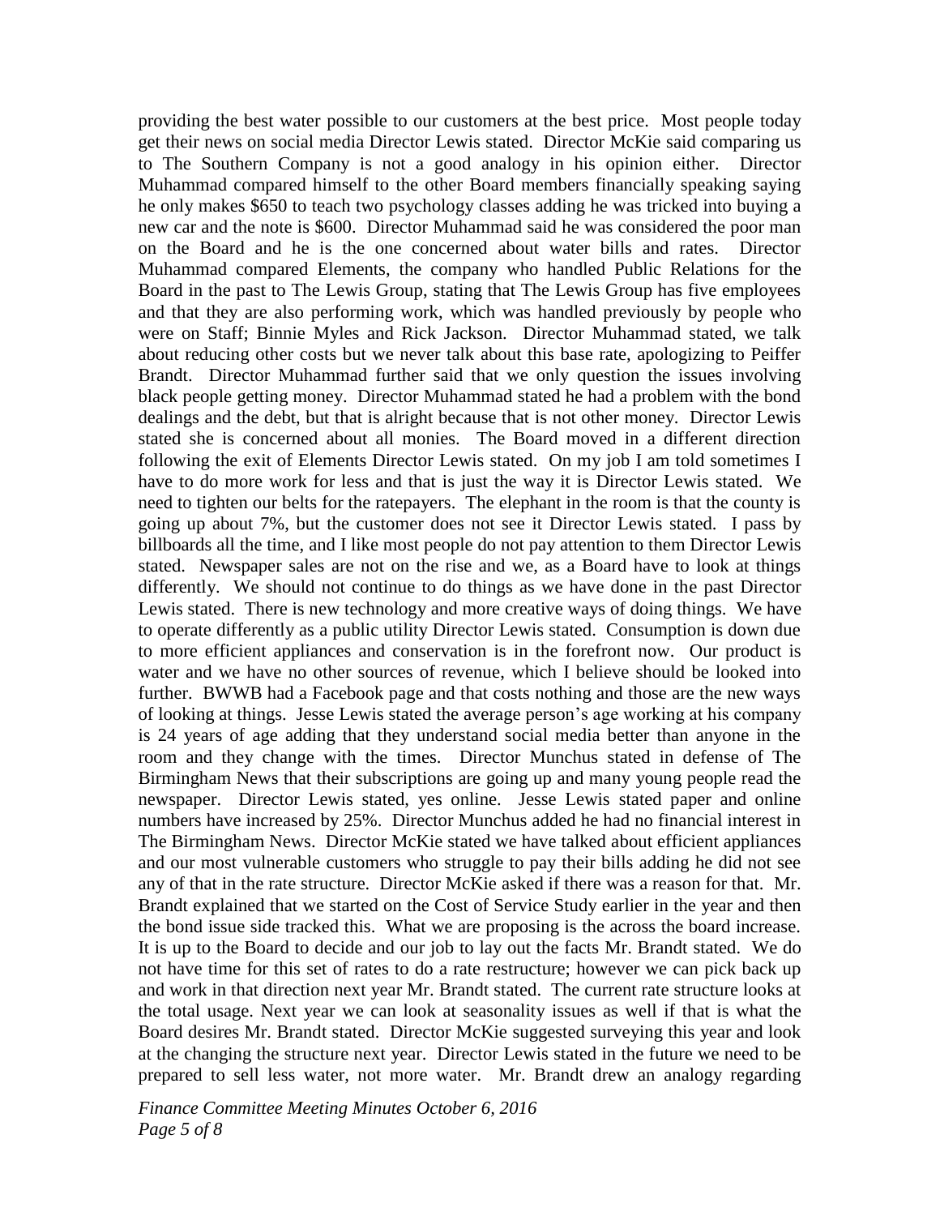providing the best water possible to our customers at the best price. Most people today get their news on social media Director Lewis stated. Director McKie said comparing us to The Southern Company is not a good analogy in his opinion either. Director Muhammad compared himself to the other Board members financially speaking saying he only makes $650 to teach two psychology classes adding he was tricked into buying a new car and the note is $600. Director Muhammad said he was considered the poor man on the Board and he is the one concerned about water bills and rates. Director Muhammad compared Elements, the company who handled Public Relations for the Board in the past to The Lewis Group, stating that The Lewis Group has five employees and that they are also performing work, which was handled previously by people who were on Staff; Binnie Myles and Rick Jackson. Director Muhammad stated, we talk about reducing other costs but we never talk about this base rate, apologizing to Peiffer Brandt. Director Muhammad further said that we only question the issues involving black people getting money. Director Muhammad stated he had a problem with the bond dealings and the debt, but that is alright because that is not other money. Director Lewis stated she is concerned about all monies. The Board moved in a different direction following the exit of Elements Director Lewis stated. On my job I am told sometimes I have to do more work for less and that is just the way it is Director Lewis stated. We need to tighten our belts for the ratepayers. The elephant in the room is that the county is going up about 7%, but the customer does not see it Director Lewis stated. I pass by billboards all the time, and I like most people do not pay attention to them Director Lewis stated. Newspaper sales are not on the rise and we, as a Board have to look at things differently. We should not continue to do things as we have done in the past Director Lewis stated. There is new technology and more creative ways of doing things. We have to operate differently as a public utility Director Lewis stated. Consumption is down due to more efficient appliances and conservation is in the forefront now. Our product is water and we have no other sources of revenue, which I believe should be looked into further. BWWB had a Facebook page and that costs nothing and those are the new ways of looking at things. Jesse Lewis stated the average person's age working at his company is 24 years of age adding that they understand social media better than anyone in the room and they change with the times. Director Munchus stated in defense of The Birmingham News that their subscriptions are going up and many young people read the newspaper. Director Lewis stated, yes online. Jesse Lewis stated paper and online numbers have increased by 25%. Director Munchus added he had no financial interest in The Birmingham News. Director McKie stated we have talked about efficient appliances and our most vulnerable customers who struggle to pay their bills adding he did not see any of that in the rate structure. Director McKie asked if there was a reason for that. Mr. Brandt explained that we started on the Cost of Service Study earlier in the year and then the bond issue side tracked this. What we are proposing is the across the board increase. It is up to the Board to decide and our job to lay out the facts Mr. Brandt stated. We do not have time for this set of rates to do a rate restructure; however we can pick back up and work in that direction next year Mr. Brandt stated. The current rate structure looks at the total usage. Next year we can look at seasonality issues as well if that is what the Board desires Mr. Brandt stated. Director McKie suggested surveying this year and look at the changing the structure next year. Director Lewis stated in the future we need to be prepared to sell less water, not more water. Mr. Brandt drew an analogy regarding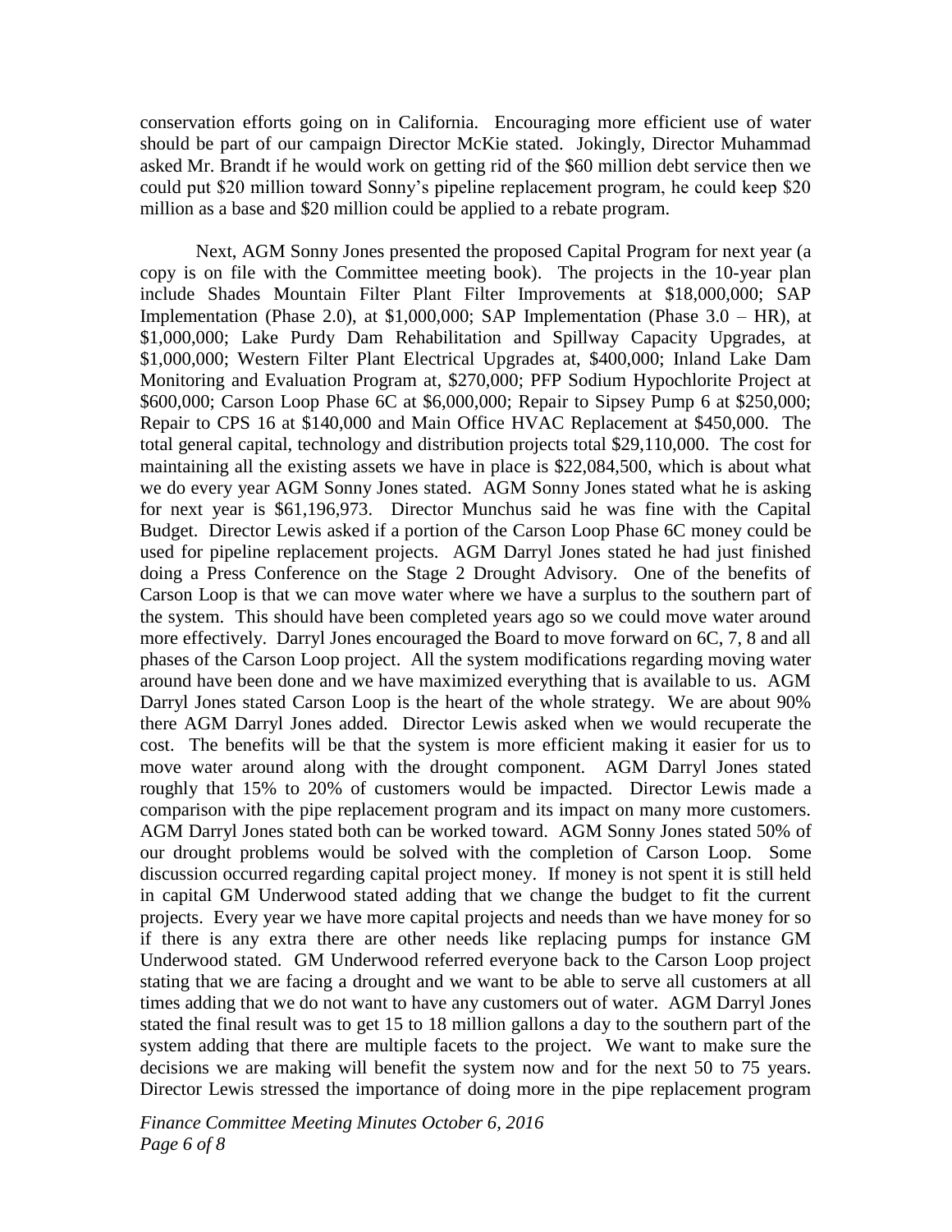conservation efforts going on in California. Encouraging more efficient use of water should be part of our campaign Director McKie stated. Jokingly, Director Muhammad asked Mr. Brandt if he would work on getting rid of the $60 million debt service then we could put $20 million toward Sonny's pipeline replacement program, he could keep $20 million as a base and $20 million could be applied to a rebate program.

Next, AGM Sonny Jones presented the proposed Capital Program for next year (a copy is on file with the Committee meeting book). The projects in the 10-year plan include Shades Mountain Filter Plant Filter Improvements at $18,000,000; SAP Implementation (Phase 2.0), at $1,000,000; SAP Implementation (Phase 3.0 – HR), at $1,000,000; Lake Purdy Dam Rehabilitation and Spillway Capacity Upgrades, at $1,000,000; Western Filter Plant Electrical Upgrades at, $400,000; Inland Lake Dam Monitoring and Evaluation Program at, $270,000; PFP Sodium Hypochlorite Project at $600,000; Carson Loop Phase 6C at $6,000,000; Repair to Sipsey Pump 6 at $250,000; Repair to CPS 16 at $140,000 and Main Office HVAC Replacement at $450,000. The total general capital, technology and distribution projects total $29,110,000. The cost for maintaining all the existing assets we have in place is $22,084,500, which is about what we do every year AGM Sonny Jones stated. AGM Sonny Jones stated what he is asking for next year is $61,196,973. Director Munchus said he was fine with the Capital Budget. Director Lewis asked if a portion of the Carson Loop Phase 6C money could be used for pipeline replacement projects. AGM Darryl Jones stated he had just finished doing a Press Conference on the Stage 2 Drought Advisory. One of the benefits of Carson Loop is that we can move water where we have a surplus to the southern part of the system. This should have been completed years ago so we could move water around more effectively. Darryl Jones encouraged the Board to move forward on 6C, 7, 8 and all phases of the Carson Loop project. All the system modifications regarding moving water around have been done and we have maximized everything that is available to us. AGM Darryl Jones stated Carson Loop is the heart of the whole strategy. We are about 90% there AGM Darryl Jones added. Director Lewis asked when we would recuperate the cost. The benefits will be that the system is more efficient making it easier for us to move water around along with the drought component. AGM Darryl Jones stated roughly that 15% to 20% of customers would be impacted. Director Lewis made a comparison with the pipe replacement program and its impact on many more customers. AGM Darryl Jones stated both can be worked toward. AGM Sonny Jones stated 50% of our drought problems would be solved with the completion of Carson Loop. Some discussion occurred regarding capital project money. If money is not spent it is still held in capital GM Underwood stated adding that we change the budget to fit the current projects. Every year we have more capital projects and needs than we have money for so if there is any extra there are other needs like replacing pumps for instance GM Underwood stated. GM Underwood referred everyone back to the Carson Loop project stating that we are facing a drought and we want to be able to serve all customers at all times adding that we do not want to have any customers out of water. AGM Darryl Jones stated the final result was to get 15 to 18 million gallons a day to the southern part of the system adding that there are multiple facets to the project. We want to make sure the decisions we are making will benefit the system now and for the next 50 to 75 years. Director Lewis stressed the importance of doing more in the pipe replacement program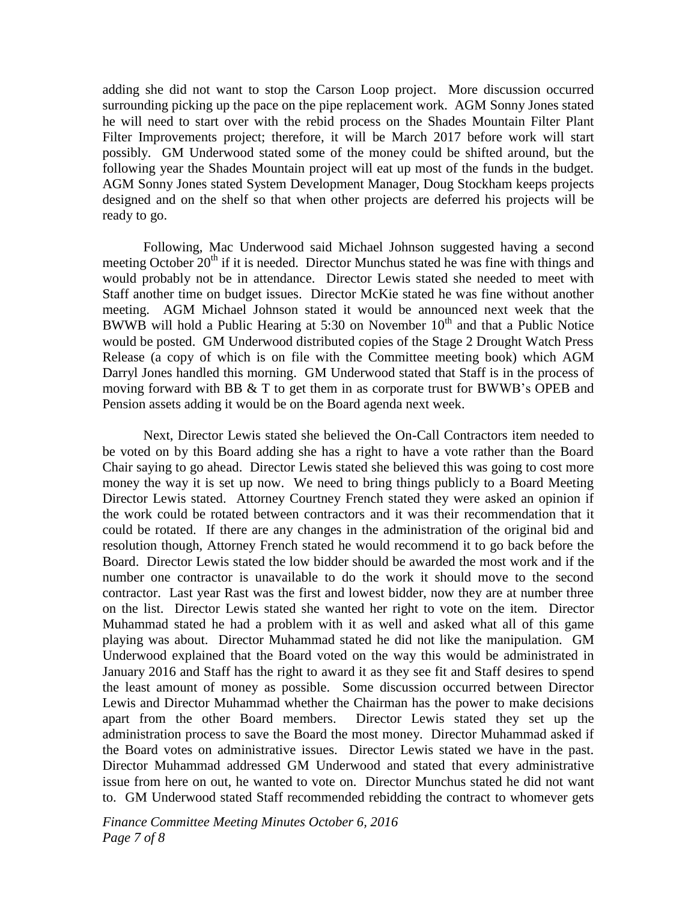adding she did not want to stop the Carson Loop project. More discussion occurred surrounding picking up the pace on the pipe replacement work. AGM Sonny Jones stated he will need to start over with the rebid process on the Shades Mountain Filter Plant Filter Improvements project; therefore, it will be March 2017 before work will start possibly. GM Underwood stated some of the money could be shifted around, but the following year the Shades Mountain project will eat up most of the funds in the budget. AGM Sonny Jones stated System Development Manager, Doug Stockham keeps projects designed and on the shelf so that when other projects are deferred his projects will be ready to go.

Following, Mac Underwood said Michael Johnson suggested having a second meeting October 20th if it is needed. Director Munchus stated he was fine with things and would probably not be in attendance. Director Lewis stated she needed to meet with Staff another time on budget issues. Director McKie stated he was fine without another meeting. AGM Michael Johnson stated it would be announced next week that the BWWB will hold a Public Hearing at 5:30 on November 10th and that a Public Notice would be posted. GM Underwood distributed copies of the Stage 2 Drought Watch Press Release (a copy of which is on file with the Committee meeting book) which AGM Darryl Jones handled this morning. GM Underwood stated that Staff is in the process of moving forward with BB & T to get them in as corporate trust for BWWB's OPEB and Pension assets adding it would be on the Board agenda next week.

Next, Director Lewis stated she believed the On-Call Contractors item needed to be voted on by this Board adding she has a right to have a vote rather than the Board Chair saying to go ahead. Director Lewis stated she believed this was going to cost more money the way it is set up now. We need to bring things publicly to a Board Meeting Director Lewis stated. Attorney Courtney French stated they were asked an opinion if the work could be rotated between contractors and it was their recommendation that it could be rotated. If there are any changes in the administration of the original bid and resolution though, Attorney French stated he would recommend it to go back before the Board. Director Lewis stated the low bidder should be awarded the most work and if the number one contractor is unavailable to do the work it should move to the second contractor. Last year Rast was the first and lowest bidder, now they are at number three on the list. Director Lewis stated she wanted her right to vote on the item. Director Muhammad stated he had a problem with it as well and asked what all of this game playing was about. Director Muhammad stated he did not like the manipulation. GM Underwood explained that the Board voted on the way this would be administrated in January 2016 and Staff has the right to award it as they see fit and Staff desires to spend the least amount of money as possible. Some discussion occurred between Director Lewis and Director Muhammad whether the Chairman has the power to make decisions apart from the other Board members. Director Lewis stated they set up the administration process to save the Board the most money. Director Muhammad asked if the Board votes on administrative issues. Director Lewis stated we have in the past. Director Muhammad addressed GM Underwood and stated that every administrative issue from here on out, he wanted to vote on. Director Munchus stated he did not want to. GM Underwood stated Staff recommended rebidding the contract to whomever gets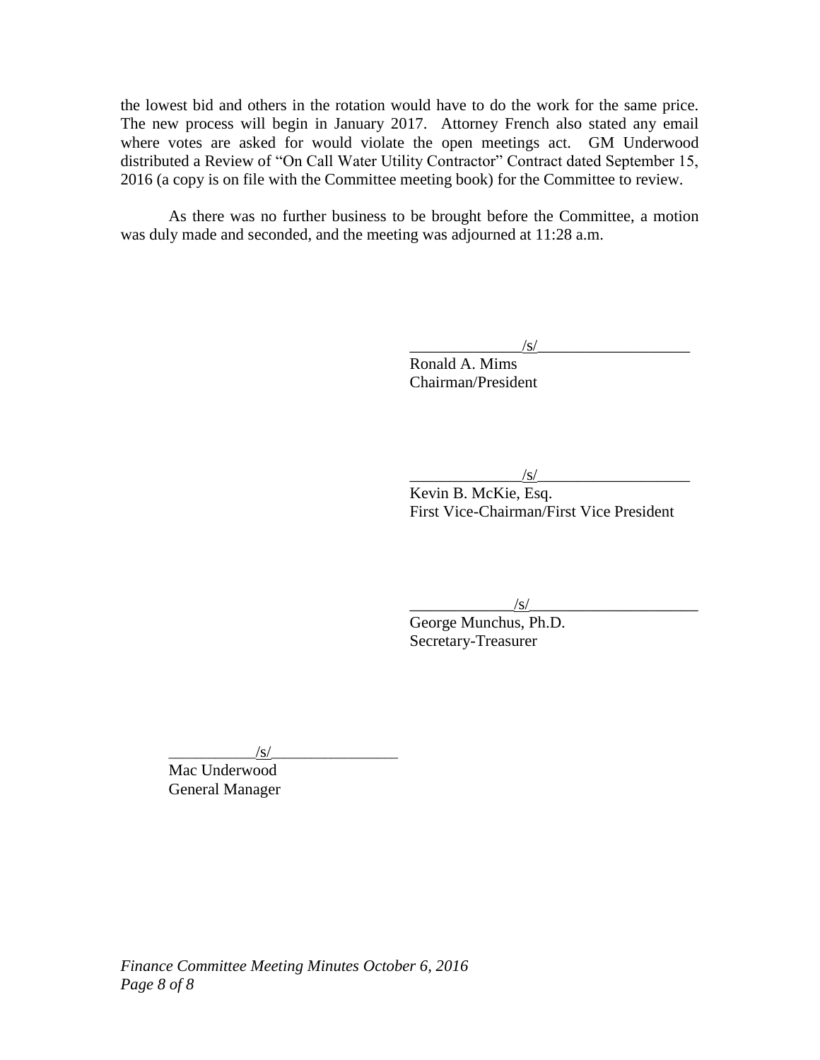the lowest bid and others in the rotation would have to do the work for the same price. The new process will begin in January 2017. Attorney French also stated any email where votes are asked for would violate the open meetings act. GM Underwood distributed a Review of "On Call Water Utility Contractor" Contract dated September 15, 2016 (a copy is on file with the Committee meeting book) for the Committee to review.

As there was no further business to be brought before the Committee, a motion was duly made and seconded, and the meeting was adjourned at 11:28 a.m.

______________/s/____________________
Ronald A. Mims
Chairman/President

______________/s/____________________
Kevin B. McKie, Esq.
First Vice-Chairman/First Vice President

_____________/s/______________________
George Munchus, Ph.D.
Secretary-Treasurer

___________/s/________________
Mac Underwood
General Manager